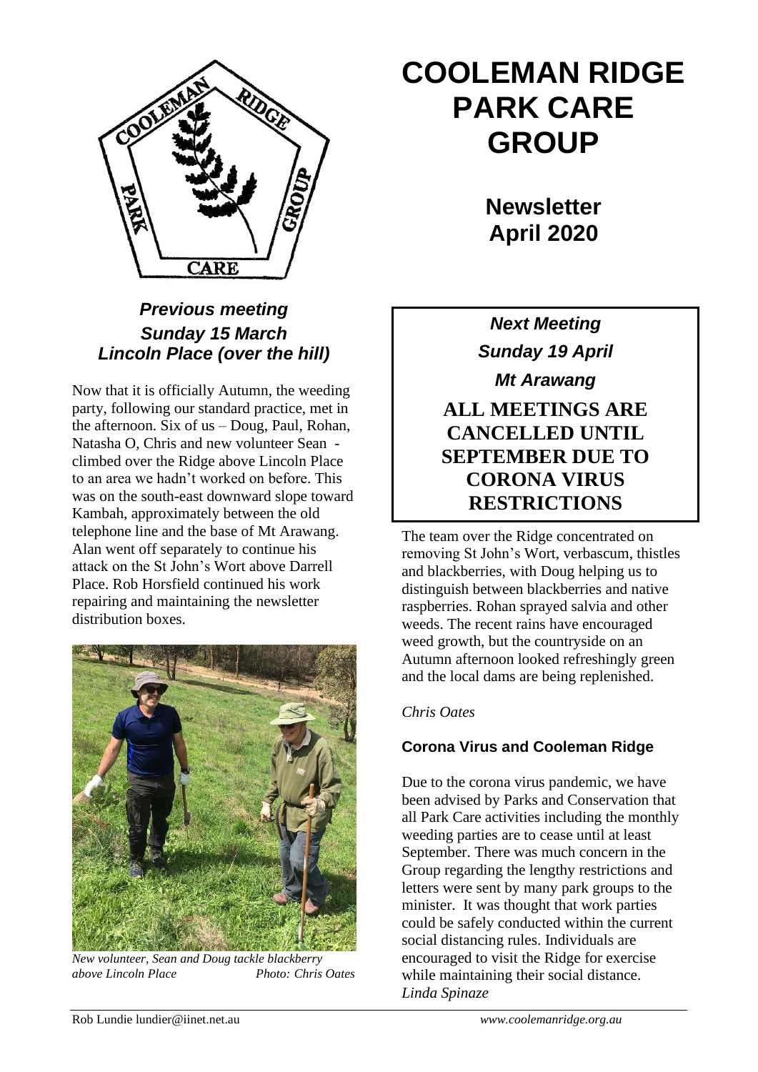# COOLEMAN RIDGE PARK CARE GROUP

## Newsletter April 2020

### *Previous meeting Sunday 15 March Lincoln Place (over the hill)*

Now that it is officially Autumn, the weeding party, following our standard practice, met in the afternoon. Six of us – Doug, Paul, Rohan, Natasha O, Chris and new volunteer Sean - climbed over the Ridge above Lincoln Place to an area we hadn't worked on before. This was on the south-east downward slope toward Kambah, approximately between the old telephone line and the base of Mt Arawang. Alan went off separately to continue his attack on the St John's Wort above Darrell Place. Rob Horsfield continued his work repairing and maintaining the newsletter distribution boxes.

*New volunteer, Sean and Doug tackle blackberry above Lincoln Place* *Photo: Chris Oates*

### *Next Meeting Sunday 19 April Mt Arawang*

**ALL MEETINGS ARE CANCELLED UNTIL SEPTEMBER DUE TO CORONA VIRUS RESTRICTIONS**

The team over the Ridge concentrated on removing St John's Wort, verbascum, thistles and blackberries, with Doug helping us to distinguish between blackberries and native raspberries. Rohan sprayed salvia and other weeds. The recent rains have encouraged weed growth, but the countryside on an Autumn afternoon looked refreshingly green and the local dams are being replenished.

*Chris Oates*

### Corona Virus and Cooleman Ridge

Due to the corona virus pandemic, we have been advised by Parks and Conservation that all Park Care activities including the monthly weeding parties are to cease until at least September. There was much concern in the Group regarding the lengthy restrictions and letters were sent by many park groups to the minister. It was thought that work parties could be safely conducted within the current social distancing rules. Individuals are encouraged to visit the Ridge for exercise while maintaining their social distance.
*Linda Spinaze*

Rob Lundie lundier@iinet.net.au *www.coolemanridge.org.au*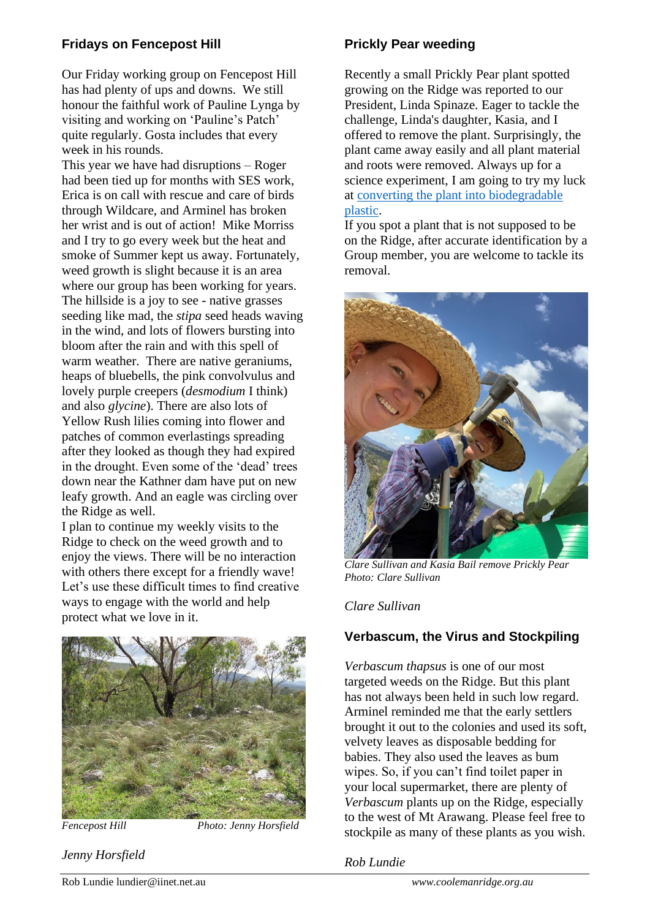## Fridays on Fencepost Hill

Our Friday working group on Fencepost Hill has had plenty of ups and downs. We still honour the faithful work of Pauline Lynga by visiting and working on 'Pauline's Patch' quite regularly. Gosta includes that every week in his rounds.

This year we have had disruptions – Roger had been tied up for months with SES work, Erica is on call with rescue and care of birds through Wildcare, and Arminel has broken her wrist and is out of action! Mike Morriss and I try to go every week but the heat and smoke of Summer kept us away. Fortunately, weed growth is slight because it is an area where our group has been working for years. The hillside is a joy to see - native grasses seeding like mad, the *stipa* seed heads waving in the wind, and lots of flowers bursting into bloom after the rain and with this spell of warm weather. There are native geraniums, heaps of bluebells, the pink convolvulus and lovely purple creepers (*desmodium* I think) and also *glycine*). There are also lots of Yellow Rush lilies coming into flower and patches of common everlastings spreading after they looked as though they had expired in the drought. Even some of the 'dead' trees down near the Kathner dam have put on new leafy growth. And an eagle was circling over the Ridge as well.

I plan to continue my weekly visits to the Ridge to check on the weed growth and to enjoy the views. There will be no interaction with others there except for a friendly wave! Let's use these difficult times to find creative ways to engage with the world and help protect what we love in it.

*Fencepost Hill* *Photo: Jenny Horsfield*

*Jenny Horsfield*

## Prickly Pear weeding

Recently a small Prickly Pear plant spotted growing on the Ridge was reported to our President, Linda Spinaze. Eager to tackle the challenge, Linda's daughter, Kasia, and I offered to remove the plant. Surprisingly, the plant came away easily and all plant material and roots were removed. Always up for a science experiment, I am going to try my luck at converting the plant into biodegradable plastic.

If you spot a plant that is not supposed to be on the Ridge, after accurate identification by a Group member, you are welcome to tackle its removal.

*Clare Sullivan and Kasia Bail remove Prickly Pear*
*Photo: Clare Sullivan*

*Clare Sullivan*

## Verbascum, the Virus and Stockpiling

*Verbascum thapsus* is one of our most targeted weeds on the Ridge. But this plant has not always been held in such low regard. Arminel reminded me that the early settlers brought it out to the colonies and used its soft, velvety leaves as disposable bedding for babies. They also used the leaves as bum wipes. So, if you can't find toilet paper in your local supermarket, there are plenty of *Verbascum* plants up on the Ridge, especially to the west of Mt Arawang. Please feel free to stockpile as many of these plants as you wish.

*Rob Lundie*